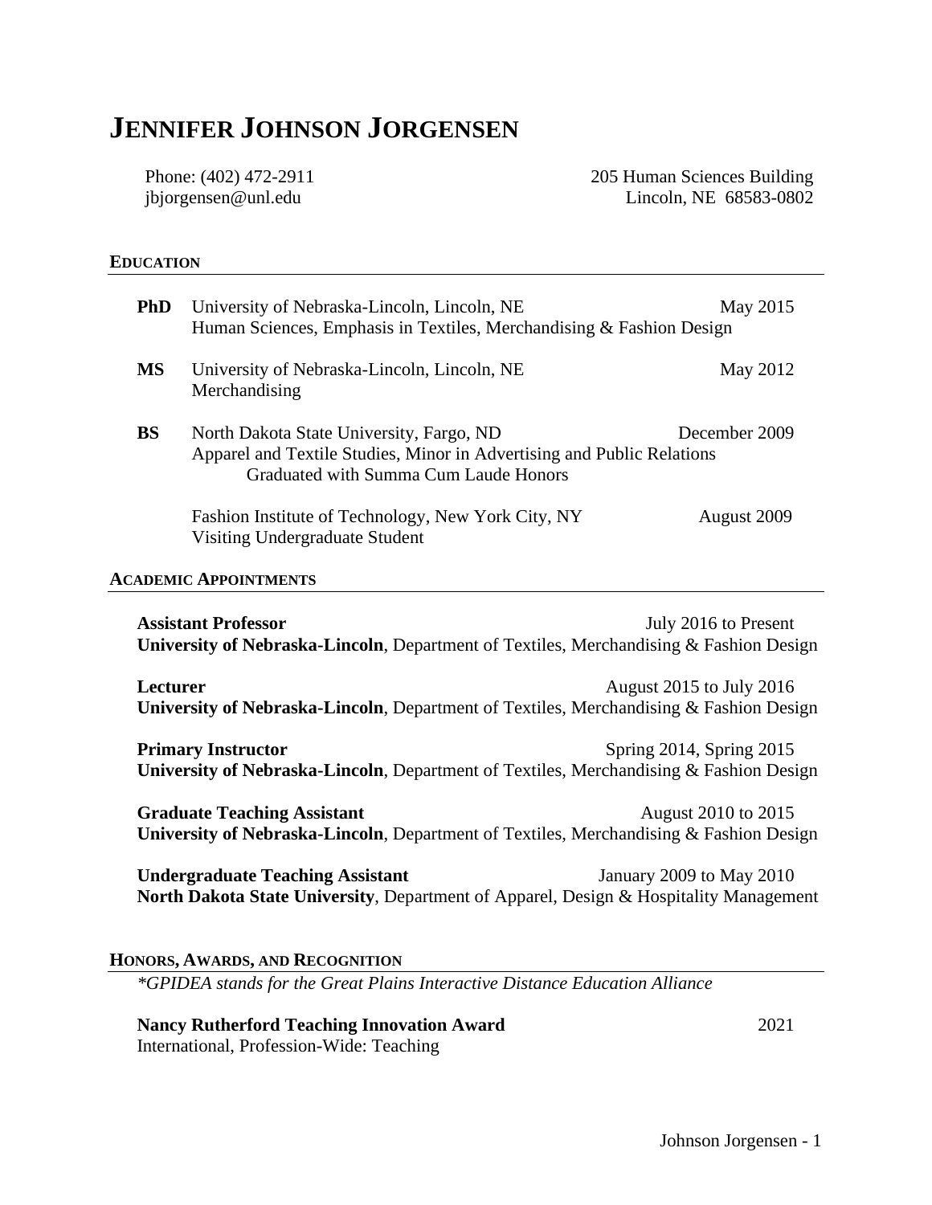# JENNIFER JOHNSON JORGENSEN

Phone: (402) 472-2911
jbjorgensen@unl.edu

205 Human Sciences Building
Lincoln, NE 68583-0802

## EDUCATION

**PhD** University of Nebraska-Lincoln, Lincoln, NE — May 2015
Human Sciences, Emphasis in Textiles, Merchandising & Fashion Design

**MS** University of Nebraska-Lincoln, Lincoln, NE — May 2012
Merchandising

**BS** North Dakota State University, Fargo, ND — December 2009
Apparel and Textile Studies, Minor in Advertising and Public Relations
Graduated with Summa Cum Laude Honors

Fashion Institute of Technology, New York City, NY — August 2009
Visiting Undergraduate Student

## ACADEMIC APPOINTMENTS

**Assistant Professor** — July 2016 to Present
**University of Nebraska-Lincoln**, Department of Textiles, Merchandising & Fashion Design

**Lecturer** — August 2015 to July 2016
**University of Nebraska-Lincoln**, Department of Textiles, Merchandising & Fashion Design

**Primary Instructor** — Spring 2014, Spring 2015
**University of Nebraska-Lincoln**, Department of Textiles, Merchandising & Fashion Design

**Graduate Teaching Assistant** — August 2010 to 2015
**University of Nebraska-Lincoln**, Department of Textiles, Merchandising & Fashion Design

**Undergraduate Teaching Assistant** — January 2009 to May 2010
**North Dakota State University**, Department of Apparel, Design & Hospitality Management

## HONORS, AWARDS, AND RECOGNITION

*\*GPIDEA stands for the Great Plains Interactive Distance Education Alliance*

**Nancy Rutherford Teaching Innovation Award** — 2021
International, Profession-Wide: Teaching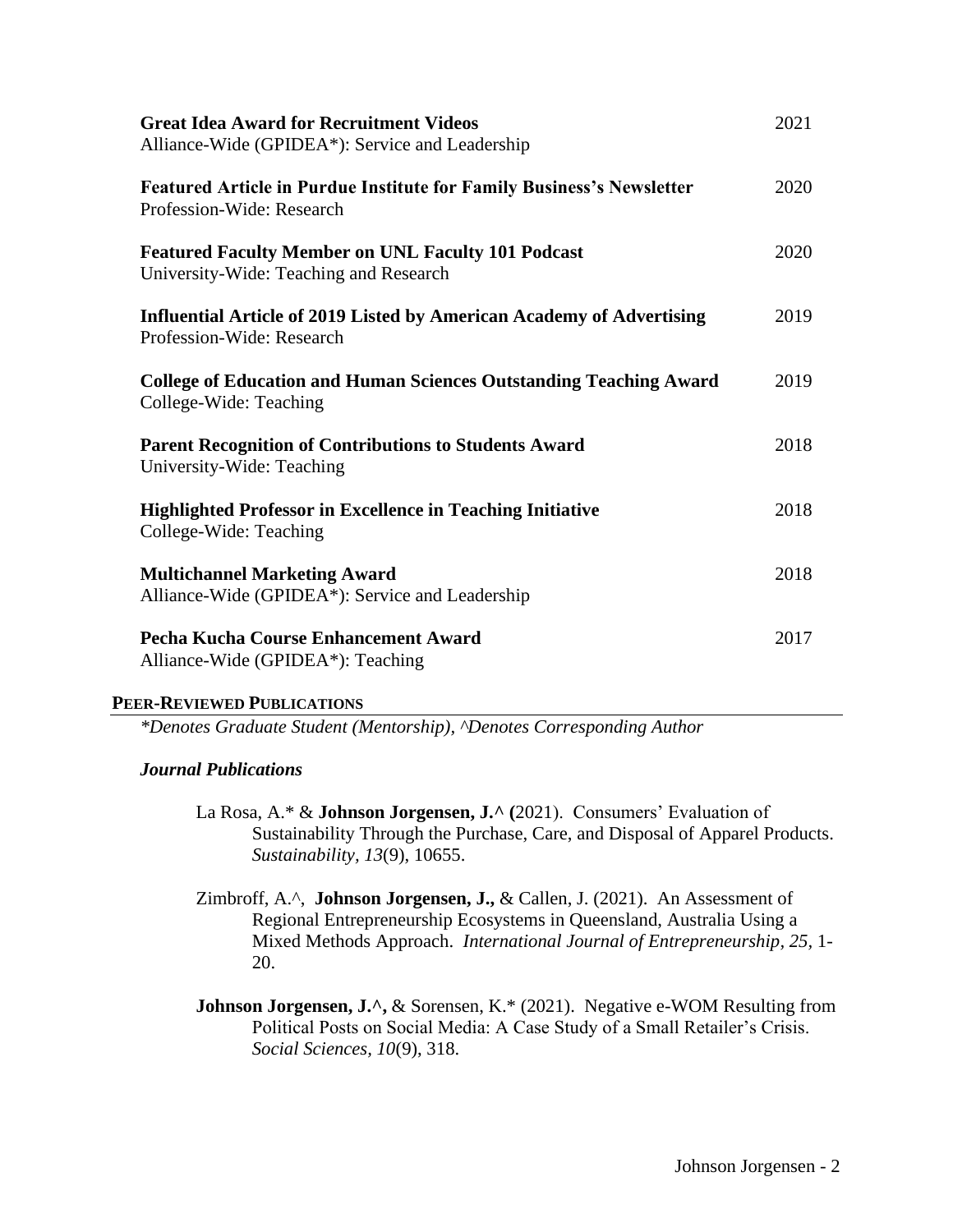**Great Idea Award for Recruitment Videos** 2021
Alliance-Wide (GPIDEA*): Service and Leadership

**Featured Article in Purdue Institute for Family Business's Newsletter** 2020
Profession-Wide: Research

**Featured Faculty Member on UNL Faculty 101 Podcast** 2020
University-Wide: Teaching and Research

**Influential Article of 2019 Listed by American Academy of Advertising** 2019
Profession-Wide: Research

**College of Education and Human Sciences Outstanding Teaching Award** 2019
College-Wide: Teaching

**Parent Recognition of Contributions to Students Award** 2018
University-Wide: Teaching

**Highlighted Professor in Excellence in Teaching Initiative** 2018
College-Wide: Teaching

**Multichannel Marketing Award** 2018
Alliance-Wide (GPIDEA*): Service and Leadership

**Pecha Kucha Course Enhancement Award** 2017
Alliance-Wide (GPIDEA*): Teaching

## PEER-REVIEWED PUBLICATIONS

*\*Denotes Graduate Student (Mentorship), ^Denotes Corresponding Author*

### *Journal Publications*

La Rosa, A.* & **Johnson Jorgensen, J.^ (**2021). Consumers' Evaluation of Sustainability Through the Purchase, Care, and Disposal of Apparel Products. *Sustainability, 13*(9), 10655.

Zimbroff, A.^, **Johnson Jorgensen, J.,** & Callen, J. (2021). An Assessment of Regional Entrepreneurship Ecosystems in Queensland, Australia Using a Mixed Methods Approach. *International Journal of Entrepreneurship, 25*, 1-20.

**Johnson Jorgensen, J.^,** & Sorensen, K.* (2021). Negative e-WOM Resulting from Political Posts on Social Media: A Case Study of a Small Retailer's Crisis. *Social Sciences*, *10*(9), 318.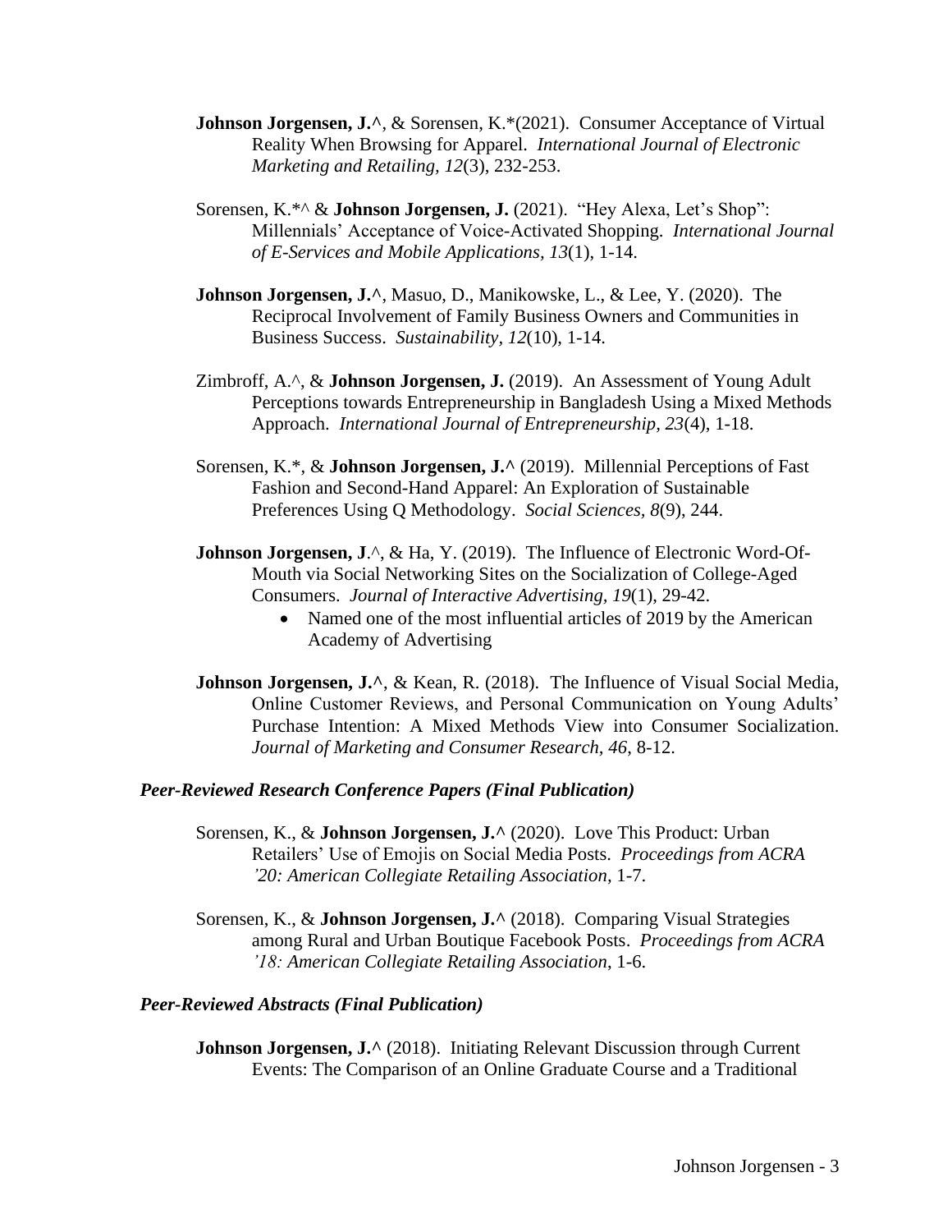**Johnson Jorgensen, J.^**, & Sorensen, K.*(2021). Consumer Acceptance of Virtual Reality When Browsing for Apparel. *International Journal of Electronic Marketing and Retailing, 12*(3), 232-253.

Sorensen, K.*^ & **Johnson Jorgensen, J.** (2021). "Hey Alexa, Let's Shop": Millennials' Acceptance of Voice-Activated Shopping. *International Journal of E-Services and Mobile Applications, 13*(1), 1-14.

**Johnson Jorgensen, J.^**, Masuo, D., Manikowske, L., & Lee, Y. (2020). The Reciprocal Involvement of Family Business Owners and Communities in Business Success. *Sustainability, 12*(10), 1-14.

Zimbroff, A.^, & **Johnson Jorgensen, J.** (2019). An Assessment of Young Adult Perceptions towards Entrepreneurship in Bangladesh Using a Mixed Methods Approach. *International Journal of Entrepreneurship, 23*(4), 1-18.

Sorensen, K.*, & **Johnson Jorgensen, J.^** (2019). Millennial Perceptions of Fast Fashion and Second-Hand Apparel: An Exploration of Sustainable Preferences Using Q Methodology. *Social Sciences, 8*(9), 244.

**Johnson Jorgensen, J**.^, & Ha, Y. (2019). The Influence of Electronic Word-Of-Mouth via Social Networking Sites on the Socialization of College-Aged Consumers. *Journal of Interactive Advertising, 19*(1), 29-42.

- Named one of the most influential articles of 2019 by the American Academy of Advertising

**Johnson Jorgensen, J.^**, & Kean, R. (2018). The Influence of Visual Social Media, Online Customer Reviews, and Personal Communication on Young Adults' Purchase Intention: A Mixed Methods View into Consumer Socialization. *Journal of Marketing and Consumer Research, 46*, 8-12.

***Peer-Reviewed Research Conference Papers (Final Publication)***

Sorensen, K., & **Johnson Jorgensen, J.^** (2020). Love This Product: Urban Retailers' Use of Emojis on Social Media Posts. *Proceedings from ACRA '20: American Collegiate Retailing Association,* 1-7.

Sorensen, K., & **Johnson Jorgensen, J.^** (2018). Comparing Visual Strategies among Rural and Urban Boutique Facebook Posts. *Proceedings from ACRA '18: American Collegiate Retailing Association,* 1-6.

***Peer-Reviewed Abstracts (Final Publication)***

**Johnson Jorgensen, J.^** (2018). Initiating Relevant Discussion through Current Events: The Comparison of an Online Graduate Course and a Traditional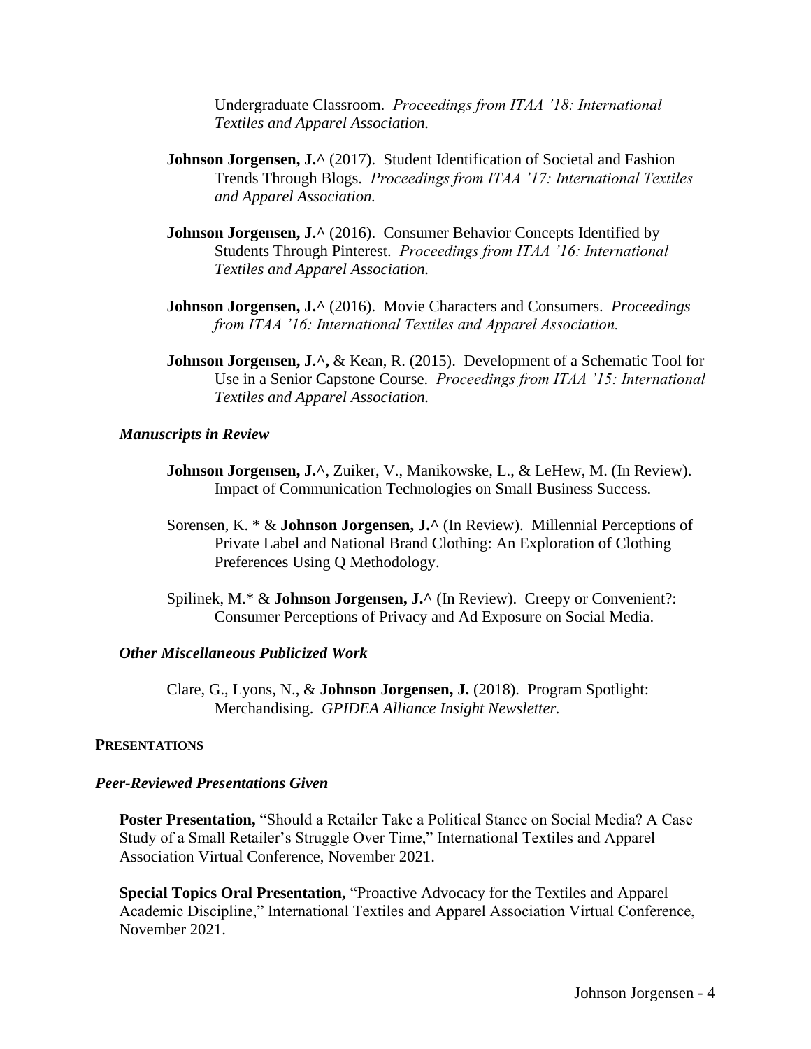Undergraduate Classroom. *Proceedings from ITAA '18: International Textiles and Apparel Association.*

**Johnson Jorgensen, J.^** (2017). Student Identification of Societal and Fashion Trends Through Blogs. *Proceedings from ITAA '17: International Textiles and Apparel Association.*

**Johnson Jorgensen, J.^** (2016). Consumer Behavior Concepts Identified by Students Through Pinterest. *Proceedings from ITAA '16: International Textiles and Apparel Association.*

**Johnson Jorgensen, J.^** (2016). Movie Characters and Consumers. *Proceedings from ITAA '16: International Textiles and Apparel Association.*

**Johnson Jorgensen, J.^,** & Kean, R. (2015). Development of a Schematic Tool for Use in a Senior Capstone Course. *Proceedings from ITAA '15: International Textiles and Apparel Association.*

### *Manuscripts in Review*

**Johnson Jorgensen, J.^**, Zuiker, V., Manikowske, L., & LeHew, M. (In Review). Impact of Communication Technologies on Small Business Success.

Sorensen, K. * & **Johnson Jorgensen, J.^** (In Review). Millennial Perceptions of Private Label and National Brand Clothing: An Exploration of Clothing Preferences Using Q Methodology.

Spilinek, M.* & **Johnson Jorgensen, J.^** (In Review). Creepy or Convenient?: Consumer Perceptions of Privacy and Ad Exposure on Social Media.

### *Other Miscellaneous Publicized Work*

Clare, G., Lyons, N., & **Johnson Jorgensen, J.** (2018). Program Spotlight: Merchandising. *GPIDEA Alliance Insight Newsletter.*

## PRESENTATIONS

### *Peer-Reviewed Presentations Given*

**Poster Presentation,** "Should a Retailer Take a Political Stance on Social Media? A Case Study of a Small Retailer's Struggle Over Time," International Textiles and Apparel Association Virtual Conference, November 2021.

**Special Topics Oral Presentation,** "Proactive Advocacy for the Textiles and Apparel Academic Discipline," International Textiles and Apparel Association Virtual Conference, November 2021.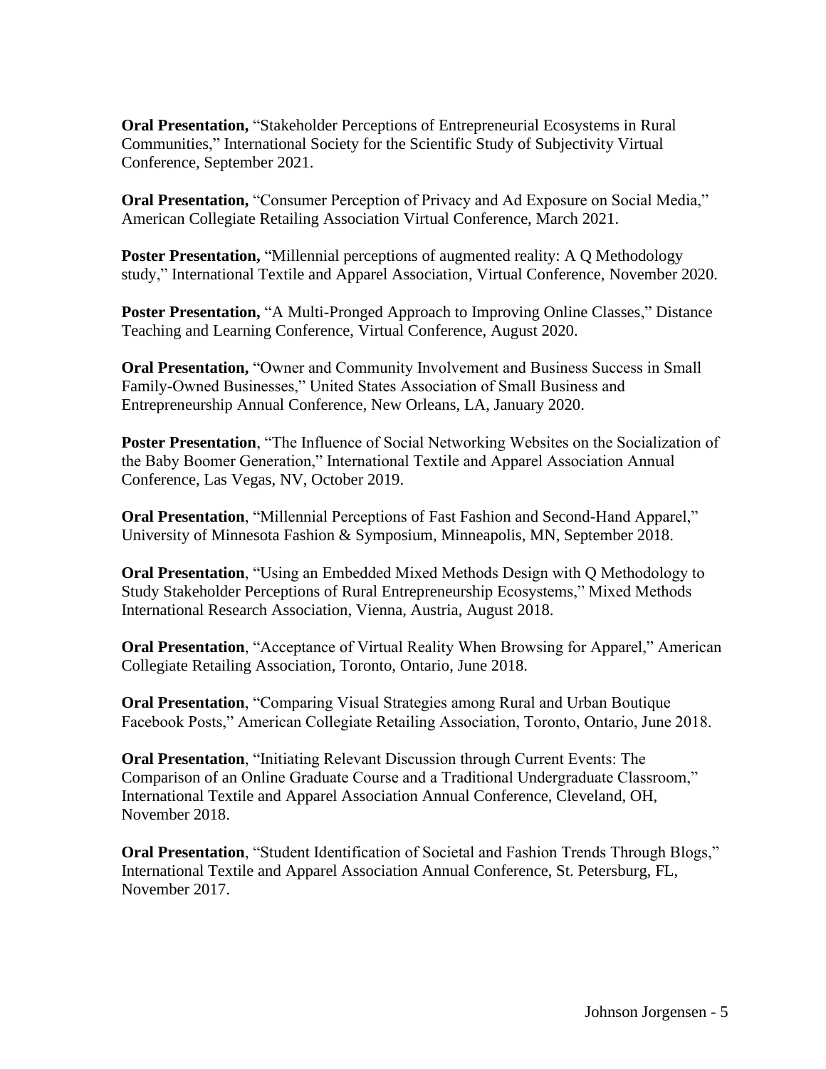**Oral Presentation,** "Stakeholder Perceptions of Entrepreneurial Ecosystems in Rural Communities," International Society for the Scientific Study of Subjectivity Virtual Conference, September 2021.

**Oral Presentation,** "Consumer Perception of Privacy and Ad Exposure on Social Media," American Collegiate Retailing Association Virtual Conference, March 2021.

**Poster Presentation,** "Millennial perceptions of augmented reality: A Q Methodology study," International Textile and Apparel Association, Virtual Conference, November 2020.

**Poster Presentation,** "A Multi-Pronged Approach to Improving Online Classes," Distance Teaching and Learning Conference, Virtual Conference, August 2020.

**Oral Presentation,** "Owner and Community Involvement and Business Success in Small Family-Owned Businesses," United States Association of Small Business and Entrepreneurship Annual Conference, New Orleans, LA, January 2020.

**Poster Presentation**, "The Influence of Social Networking Websites on the Socialization of the Baby Boomer Generation," International Textile and Apparel Association Annual Conference, Las Vegas, NV, October 2019.

**Oral Presentation**, "Millennial Perceptions of Fast Fashion and Second-Hand Apparel," University of Minnesota Fashion & Symposium, Minneapolis, MN, September 2018.

**Oral Presentation**, "Using an Embedded Mixed Methods Design with Q Methodology to Study Stakeholder Perceptions of Rural Entrepreneurship Ecosystems," Mixed Methods International Research Association, Vienna, Austria, August 2018.

**Oral Presentation**, "Acceptance of Virtual Reality When Browsing for Apparel," American Collegiate Retailing Association, Toronto, Ontario, June 2018.

**Oral Presentation**, "Comparing Visual Strategies among Rural and Urban Boutique Facebook Posts," American Collegiate Retailing Association, Toronto, Ontario, June 2018.

**Oral Presentation**, "Initiating Relevant Discussion through Current Events: The Comparison of an Online Graduate Course and a Traditional Undergraduate Classroom," International Textile and Apparel Association Annual Conference, Cleveland, OH, November 2018.

**Oral Presentation**, "Student Identification of Societal and Fashion Trends Through Blogs," International Textile and Apparel Association Annual Conference, St. Petersburg, FL, November 2017.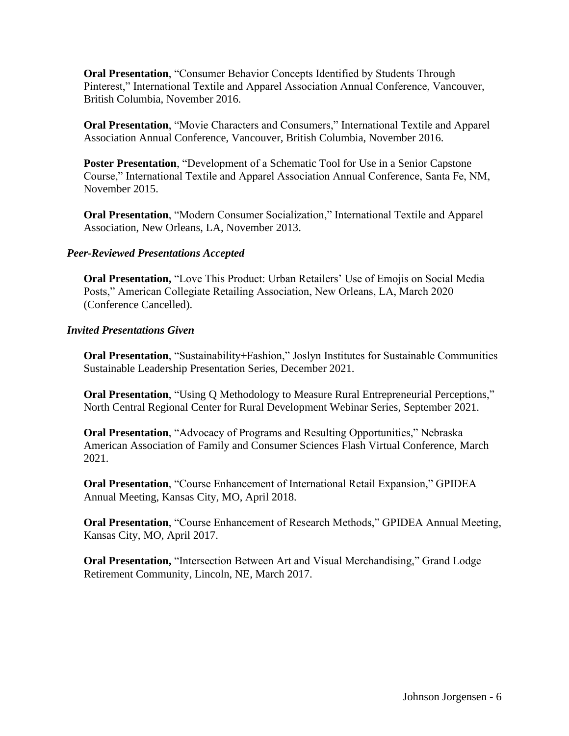**Oral Presentation**, "Consumer Behavior Concepts Identified by Students Through Pinterest," International Textile and Apparel Association Annual Conference, Vancouver, British Columbia, November 2016.

**Oral Presentation**, "Movie Characters and Consumers," International Textile and Apparel Association Annual Conference, Vancouver, British Columbia, November 2016.

**Poster Presentation**, "Development of a Schematic Tool for Use in a Senior Capstone Course," International Textile and Apparel Association Annual Conference, Santa Fe, NM, November 2015.

**Oral Presentation**, "Modern Consumer Socialization," International Textile and Apparel Association, New Orleans, LA, November 2013.

### *Peer-Reviewed Presentations Accepted*

**Oral Presentation,** "Love This Product: Urban Retailers' Use of Emojis on Social Media Posts," American Collegiate Retailing Association, New Orleans, LA, March 2020 (Conference Cancelled).

### *Invited Presentations Given*

**Oral Presentation**, "Sustainability+Fashion," Joslyn Institutes for Sustainable Communities Sustainable Leadership Presentation Series, December 2021.

**Oral Presentation**, "Using Q Methodology to Measure Rural Entrepreneurial Perceptions," North Central Regional Center for Rural Development Webinar Series, September 2021.

**Oral Presentation**, "Advocacy of Programs and Resulting Opportunities," Nebraska American Association of Family and Consumer Sciences Flash Virtual Conference, March 2021.

**Oral Presentation**, "Course Enhancement of International Retail Expansion," GPIDEA Annual Meeting, Kansas City, MO, April 2018.

**Oral Presentation**, "Course Enhancement of Research Methods," GPIDEA Annual Meeting, Kansas City, MO, April 2017.

**Oral Presentation,** "Intersection Between Art and Visual Merchandising," Grand Lodge Retirement Community, Lincoln, NE, March 2017.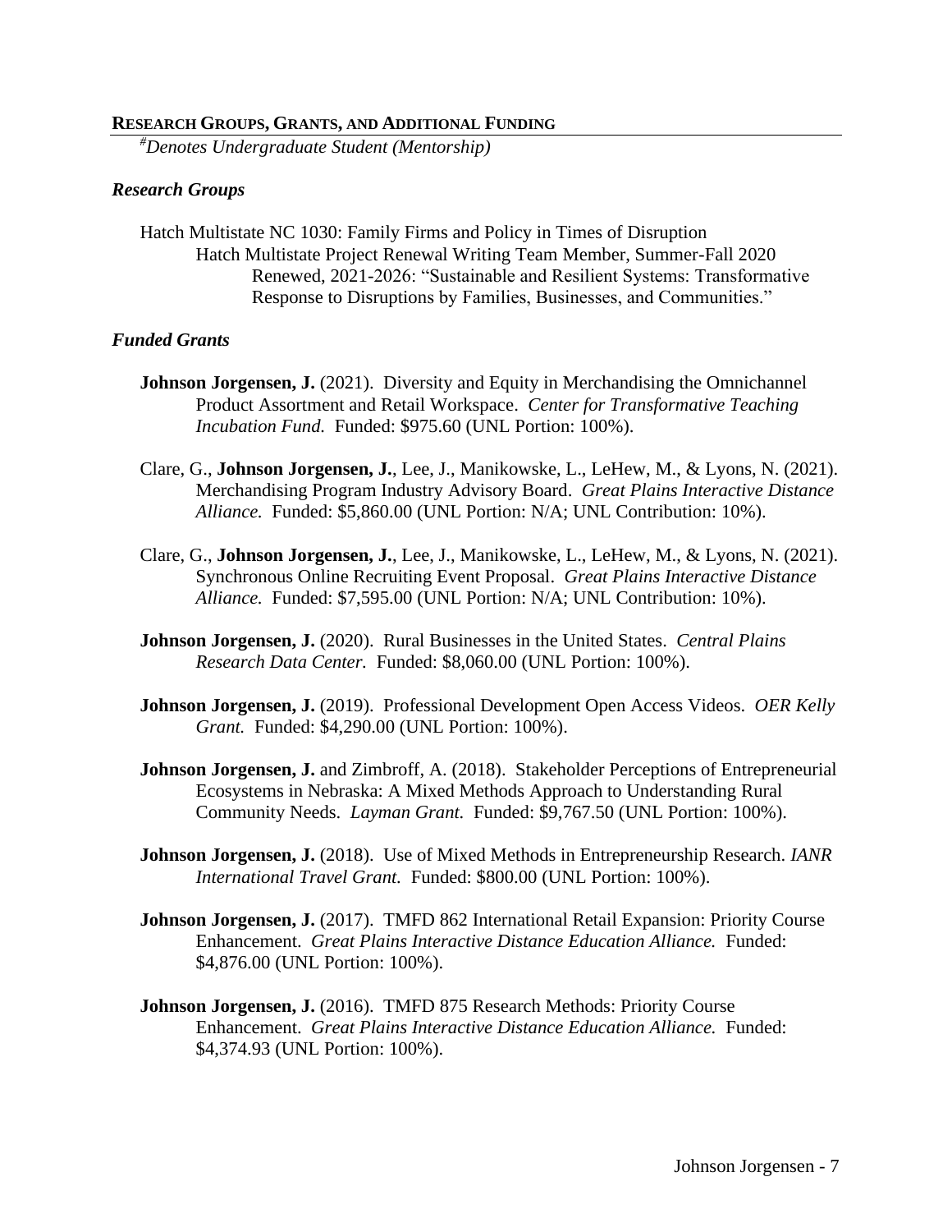## RESEARCH GROUPS, GRANTS, AND ADDITIONAL FUNDING

*#Denotes Undergraduate Student (Mentorship)*

### *Research Groups*

Hatch Multistate NC 1030: Family Firms and Policy in Times of Disruption
Hatch Multistate Project Renewal Writing Team Member, Summer-Fall 2020
Renewed, 2021-2026: "Sustainable and Resilient Systems: Transformative Response to Disruptions by Families, Businesses, and Communities."

### *Funded Grants*

**Johnson Jorgensen, J.** (2021). Diversity and Equity in Merchandising the Omnichannel Product Assortment and Retail Workspace. *Center for Transformative Teaching Incubation Fund.* Funded: $975.60 (UNL Portion: 100%).

Clare, G., **Johnson Jorgensen, J.**, Lee, J., Manikowske, L., LeHew, M., & Lyons, N. (2021). Merchandising Program Industry Advisory Board. *Great Plains Interactive Distance Alliance.* Funded: $5,860.00 (UNL Portion: N/A; UNL Contribution: 10%).

Clare, G., **Johnson Jorgensen, J.**, Lee, J., Manikowske, L., LeHew, M., & Lyons, N. (2021). Synchronous Online Recruiting Event Proposal. *Great Plains Interactive Distance Alliance.* Funded: $7,595.00 (UNL Portion: N/A; UNL Contribution: 10%).

**Johnson Jorgensen, J.** (2020). Rural Businesses in the United States. *Central Plains Research Data Center.* Funded: $8,060.00 (UNL Portion: 100%).

**Johnson Jorgensen, J.** (2019). Professional Development Open Access Videos. *OER Kelly Grant.* Funded: $4,290.00 (UNL Portion: 100%).

**Johnson Jorgensen, J.** and Zimbroff, A. (2018). Stakeholder Perceptions of Entrepreneurial Ecosystems in Nebraska: A Mixed Methods Approach to Understanding Rural Community Needs. *Layman Grant.* Funded: $9,767.50 (UNL Portion: 100%).

**Johnson Jorgensen, J.** (2018). Use of Mixed Methods in Entrepreneurship Research. *IANR International Travel Grant.* Funded: $800.00 (UNL Portion: 100%).

**Johnson Jorgensen, J.** (2017). TMFD 862 International Retail Expansion: Priority Course Enhancement. *Great Plains Interactive Distance Education Alliance.* Funded: $4,876.00 (UNL Portion: 100%).

**Johnson Jorgensen, J.** (2016). TMFD 875 Research Methods: Priority Course Enhancement. *Great Plains Interactive Distance Education Alliance.* Funded: $4,374.93 (UNL Portion: 100%).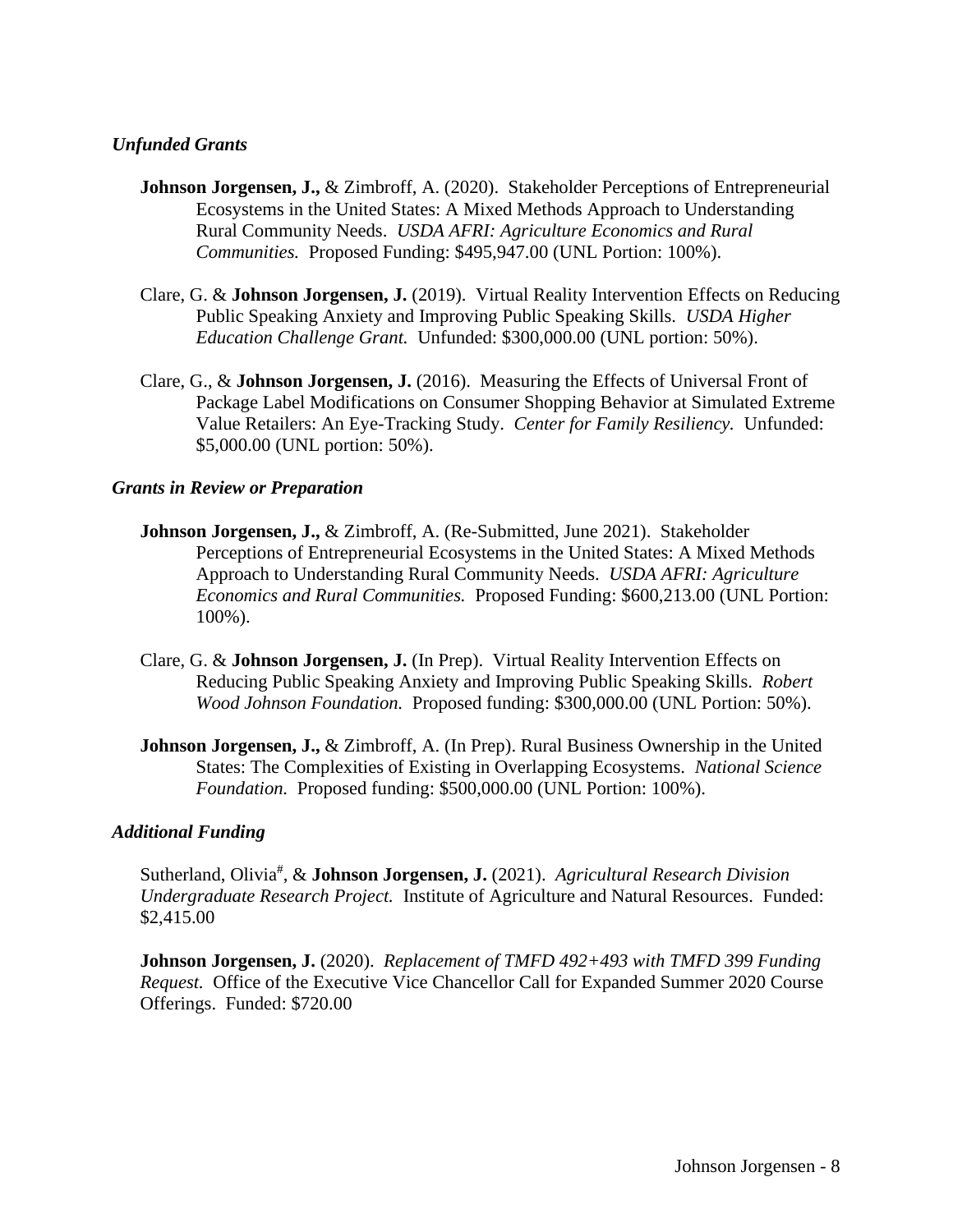### *Unfunded Grants*

**Johnson Jorgensen, J.,** & Zimbroff, A. (2020). Stakeholder Perceptions of Entrepreneurial Ecosystems in the United States: A Mixed Methods Approach to Understanding Rural Community Needs. *USDA AFRI: Agriculture Economics and Rural Communities.* Proposed Funding: $495,947.00 (UNL Portion: 100%).

Clare, G. & **Johnson Jorgensen, J.** (2019). Virtual Reality Intervention Effects on Reducing Public Speaking Anxiety and Improving Public Speaking Skills. *USDA Higher Education Challenge Grant.* Unfunded: $300,000.00 (UNL portion: 50%).

Clare, G., & **Johnson Jorgensen, J.** (2016). Measuring the Effects of Universal Front of Package Label Modifications on Consumer Shopping Behavior at Simulated Extreme Value Retailers: An Eye-Tracking Study. *Center for Family Resiliency.* Unfunded: $5,000.00 (UNL portion: 50%).

### *Grants in Review or Preparation*

**Johnson Jorgensen, J.,** & Zimbroff, A. (Re-Submitted, June 2021). Stakeholder Perceptions of Entrepreneurial Ecosystems in the United States: A Mixed Methods Approach to Understanding Rural Community Needs. *USDA AFRI: Agriculture Economics and Rural Communities.* Proposed Funding: $600,213.00 (UNL Portion: 100%).

Clare, G. & **Johnson Jorgensen, J.** (In Prep). Virtual Reality Intervention Effects on Reducing Public Speaking Anxiety and Improving Public Speaking Skills. *Robert Wood Johnson Foundation.* Proposed funding: $300,000.00 (UNL Portion: 50%).

**Johnson Jorgensen, J.,** & Zimbroff, A. (In Prep). Rural Business Ownership in the United States: The Complexities of Existing in Overlapping Ecosystems. *National Science Foundation.* Proposed funding: $500,000.00 (UNL Portion: 100%).

### *Additional Funding*

Sutherland, Olivia[#], & **Johnson Jorgensen, J.** (2021). *Agricultural Research Division Undergraduate Research Project.* Institute of Agriculture and Natural Resources. Funded: $2,415.00

**Johnson Jorgensen, J.** (2020). *Replacement of TMFD 492+493 with TMFD 399 Funding Request.* Office of the Executive Vice Chancellor Call for Expanded Summer 2020 Course Offerings. Funded: $720.00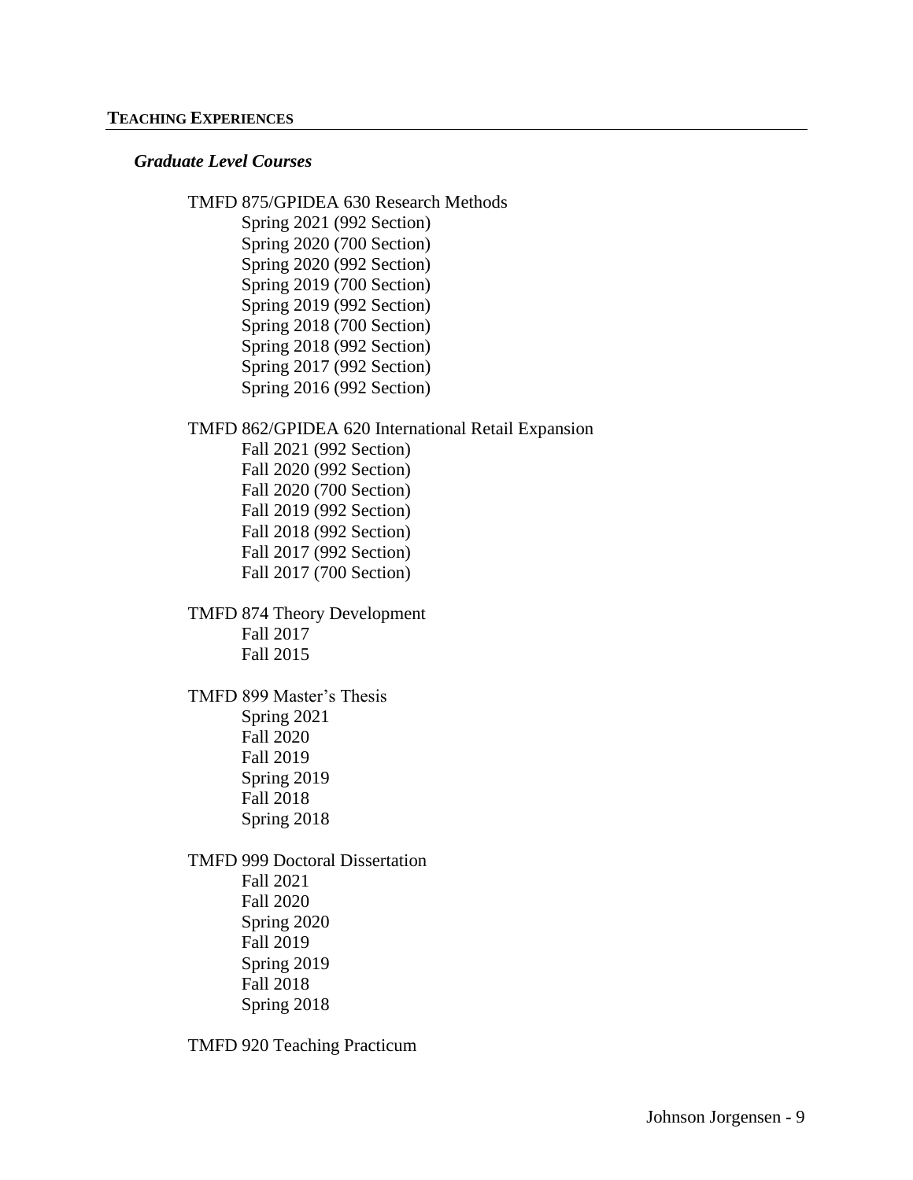## TEACHING EXPERIENCES

### *Graduate Level Courses*

TMFD 875/GPIDEA 630 Research Methods
- Spring 2021 (992 Section)
- Spring 2020 (700 Section)
- Spring 2020 (992 Section)
- Spring 2019 (700 Section)
- Spring 2019 (992 Section)
- Spring 2018 (700 Section)
- Spring 2018 (992 Section)
- Spring 2017 (992 Section)
- Spring 2016 (992 Section)

TMFD 862/GPIDEA 620 International Retail Expansion
- Fall 2021 (992 Section)
- Fall 2020 (992 Section)
- Fall 2020 (700 Section)
- Fall 2019 (992 Section)
- Fall 2018 (992 Section)
- Fall 2017 (992 Section)
- Fall 2017 (700 Section)

TMFD 874 Theory Development
- Fall 2017
- Fall 2015

TMFD 899 Master's Thesis
- Spring 2021
- Fall 2020
- Fall 2019
- Spring 2019
- Fall 2018
- Spring 2018

TMFD 999 Doctoral Dissertation
- Fall 2021
- Fall 2020
- Spring 2020
- Fall 2019
- Spring 2019
- Fall 2018
- Spring 2018

TMFD 920 Teaching Practicum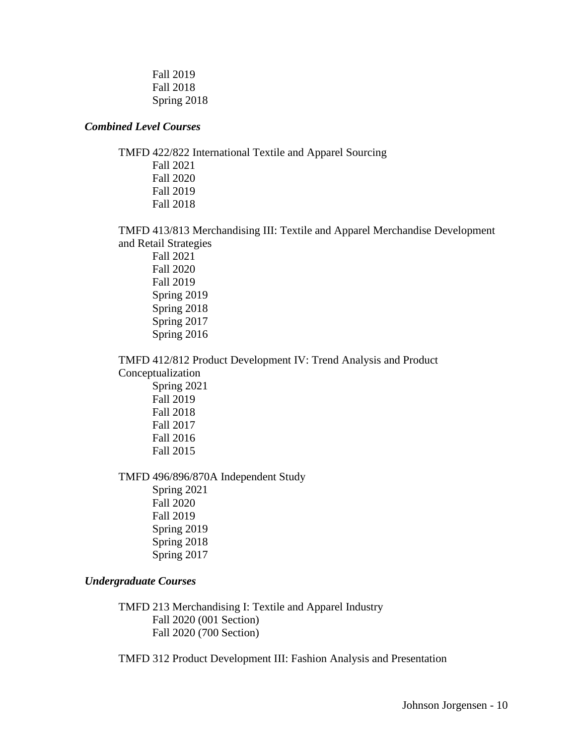Fall 2019
Fall 2018
Spring 2018

***Combined Level Courses***

TMFD 422/822 International Textile and Apparel Sourcing
- Fall 2021
- Fall 2020
- Fall 2019
- Fall 2018

TMFD 413/813 Merchandising III: Textile and Apparel Merchandise Development and Retail Strategies
- Fall 2021
- Fall 2020
- Fall 2019
- Spring 2019
- Spring 2018
- Spring 2017
- Spring 2016

TMFD 412/812 Product Development IV: Trend Analysis and Product Conceptualization
- Spring 2021
- Fall 2019
- Fall 2018
- Fall 2017
- Fall 2016
- Fall 2015

TMFD 496/896/870A Independent Study
- Spring 2021
- Fall 2020
- Fall 2019
- Spring 2019
- Spring 2018
- Spring 2017

***Undergraduate Courses***

TMFD 213 Merchandising I: Textile and Apparel Industry
- Fall 2020 (001 Section)
- Fall 2020 (700 Section)

TMFD 312 Product Development III: Fashion Analysis and Presentation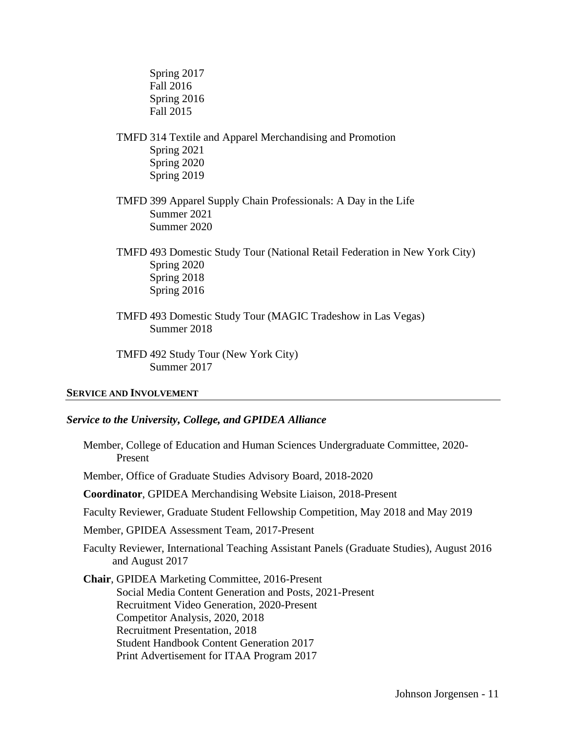Spring 2017
Fall 2016
Spring 2016
Fall 2015

TMFD 314 Textile and Apparel Merchandising and Promotion
Spring 2021
Spring 2020
Spring 2019

TMFD 399 Apparel Supply Chain Professionals: A Day in the Life
Summer 2021
Summer 2020

TMFD 493 Domestic Study Tour (National Retail Federation in New York City)
Spring 2020
Spring 2018
Spring 2016

TMFD 493 Domestic Study Tour (MAGIC Tradeshow in Las Vegas)
Summer 2018

TMFD 492 Study Tour (New York City)
Summer 2017

## SERVICE AND INVOLVEMENT

### *Service to the University, College, and GPIDEA Alliance*

Member, College of Education and Human Sciences Undergraduate Committee, 2020-Present

Member, Office of Graduate Studies Advisory Board, 2018-2020

**Coordinator**, GPIDEA Merchandising Website Liaison, 2018-Present

Faculty Reviewer, Graduate Student Fellowship Competition, May 2018 and May 2019

Member, GPIDEA Assessment Team, 2017-Present

Faculty Reviewer, International Teaching Assistant Panels (Graduate Studies), August 2016 and August 2017

**Chair**, GPIDEA Marketing Committee, 2016-Present
Social Media Content Generation and Posts, 2021-Present
Recruitment Video Generation, 2020-Present
Competitor Analysis, 2020, 2018
Recruitment Presentation, 2018
Student Handbook Content Generation 2017
Print Advertisement for ITAA Program 2017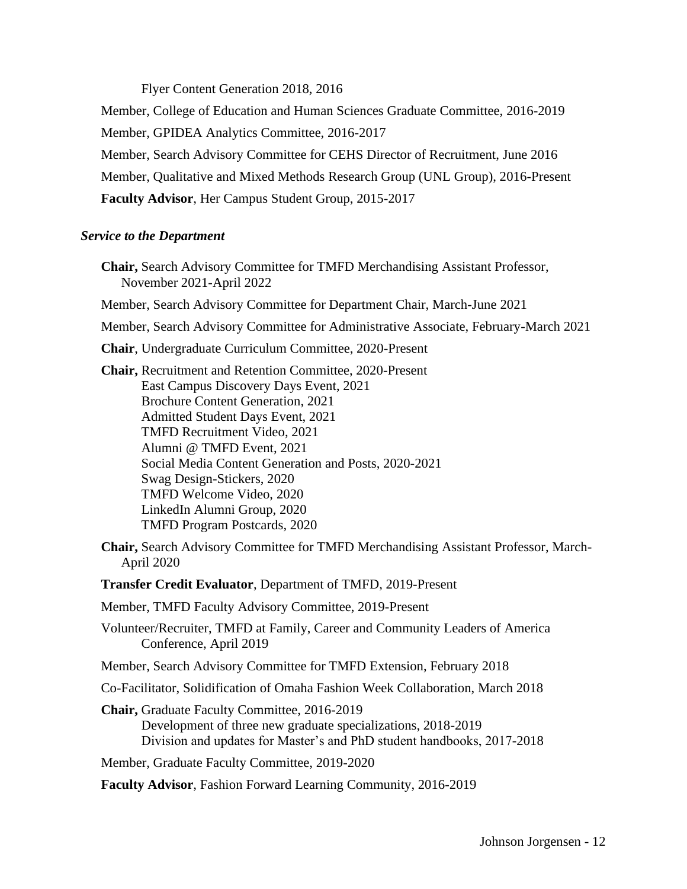Flyer Content Generation 2018, 2016

Member, College of Education and Human Sciences Graduate Committee, 2016-2019

Member, GPIDEA Analytics Committee, 2016-2017

Member, Search Advisory Committee for CEHS Director of Recruitment, June 2016

Member, Qualitative and Mixed Methods Research Group (UNL Group), 2016-Present

**Faculty Advisor**, Her Campus Student Group, 2015-2017

### *Service to the Department*

**Chair,** Search Advisory Committee for TMFD Merchandising Assistant Professor, November 2021-April 2022

Member, Search Advisory Committee for Department Chair, March-June 2021

Member, Search Advisory Committee for Administrative Associate, February-March 2021

**Chair**, Undergraduate Curriculum Committee, 2020-Present

**Chair,** Recruitment and Retention Committee, 2020-Present
- East Campus Discovery Days Event, 2021
- Brochure Content Generation, 2021
- Admitted Student Days Event, 2021
- TMFD Recruitment Video, 2021
- Alumni @ TMFD Event, 2021
- Social Media Content Generation and Posts, 2020-2021
- Swag Design-Stickers, 2020
- TMFD Welcome Video, 2020
- LinkedIn Alumni Group, 2020
- TMFD Program Postcards, 2020

**Chair,** Search Advisory Committee for TMFD Merchandising Assistant Professor, March-April 2020

**Transfer Credit Evaluator**, Department of TMFD, 2019-Present

Member, TMFD Faculty Advisory Committee, 2019-Present

Volunteer/Recruiter, TMFD at Family, Career and Community Leaders of America Conference, April 2019

Member, Search Advisory Committee for TMFD Extension, February 2018

Co-Facilitator, Solidification of Omaha Fashion Week Collaboration, March 2018

**Chair,** Graduate Faculty Committee, 2016-2019
- Development of three new graduate specializations, 2018-2019
- Division and updates for Master's and PhD student handbooks, 2017-2018

Member, Graduate Faculty Committee, 2019-2020

**Faculty Advisor**, Fashion Forward Learning Community, 2016-2019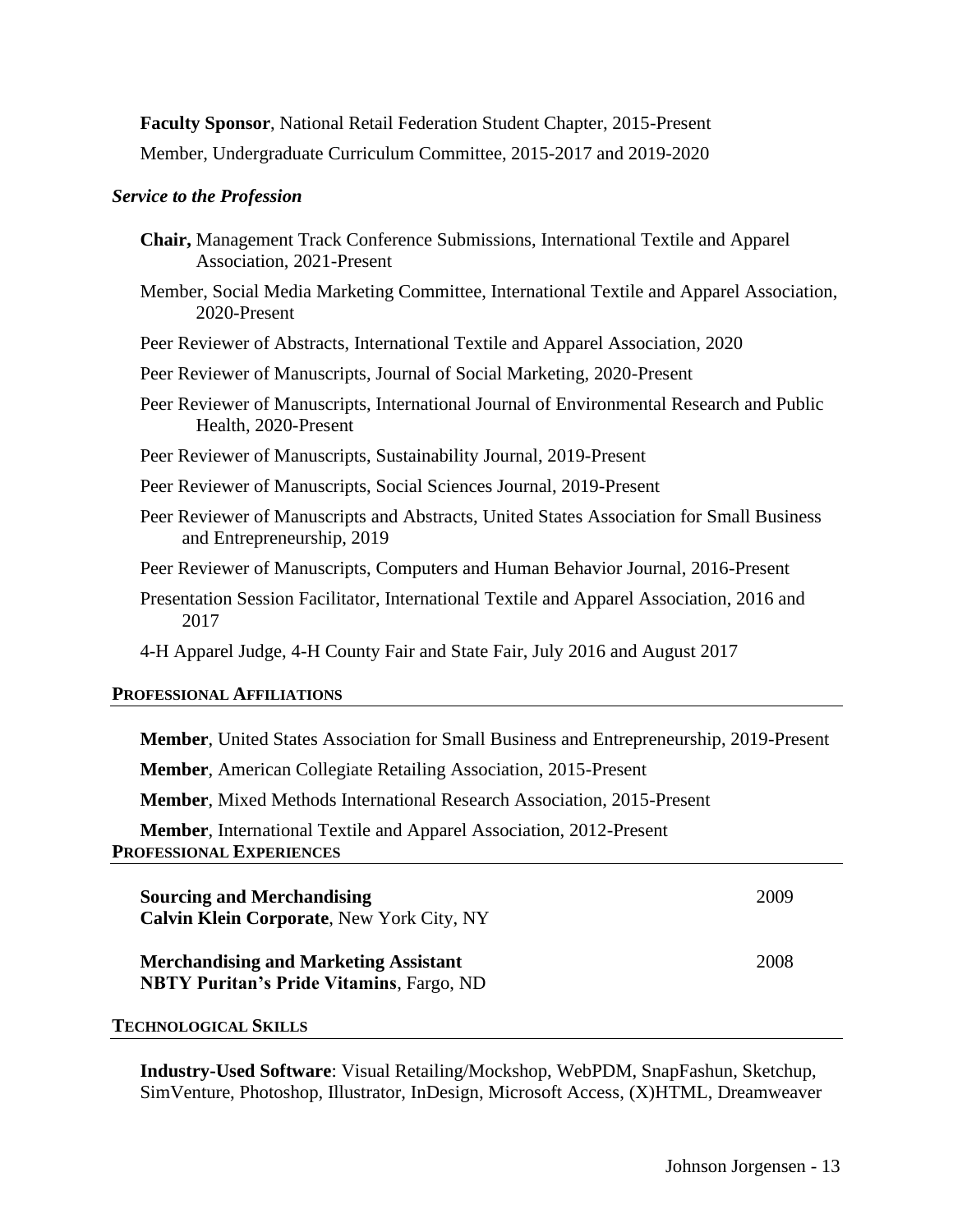**Faculty Sponsor**, National Retail Federation Student Chapter, 2015-Present

Member, Undergraduate Curriculum Committee, 2015-2017 and 2019-2020

### *Service to the Profession*

**Chair,** Management Track Conference Submissions, International Textile and Apparel Association, 2021-Present

Member, Social Media Marketing Committee, International Textile and Apparel Association, 2020-Present

Peer Reviewer of Abstracts, International Textile and Apparel Association, 2020

Peer Reviewer of Manuscripts, Journal of Social Marketing, 2020-Present

Peer Reviewer of Manuscripts, International Journal of Environmental Research and Public Health, 2020-Present

Peer Reviewer of Manuscripts, Sustainability Journal, 2019-Present

Peer Reviewer of Manuscripts, Social Sciences Journal, 2019-Present

Peer Reviewer of Manuscripts and Abstracts, United States Association for Small Business and Entrepreneurship, 2019

Peer Reviewer of Manuscripts, Computers and Human Behavior Journal, 2016-Present

Presentation Session Facilitator, International Textile and Apparel Association, 2016 and 2017

4-H Apparel Judge, 4-H County Fair and State Fair, July 2016 and August 2017

## PROFESSIONAL AFFILIATIONS

**Member**, United States Association for Small Business and Entrepreneurship, 2019-Present

**Member**, American Collegiate Retailing Association, 2015-Present

**Member**, Mixed Methods International Research Association, 2015-Present

**Member**, International Textile and Apparel Association, 2012-Present

## PROFESSIONAL EXPERIENCES

**Sourcing and Merchandising** 2009
**Calvin Klein Corporate**, New York City, NY

**Merchandising and Marketing Assistant** 2008
**NBTY Puritan's Pride Vitamins**, Fargo, ND

## TECHNOLOGICAL SKILLS

**Industry-Used Software**: Visual Retailing/Mockshop, WebPDM, SnapFashun, Sketchup, SimVenture, Photoshop, Illustrator, InDesign, Microsoft Access, (X)HTML, Dreamweaver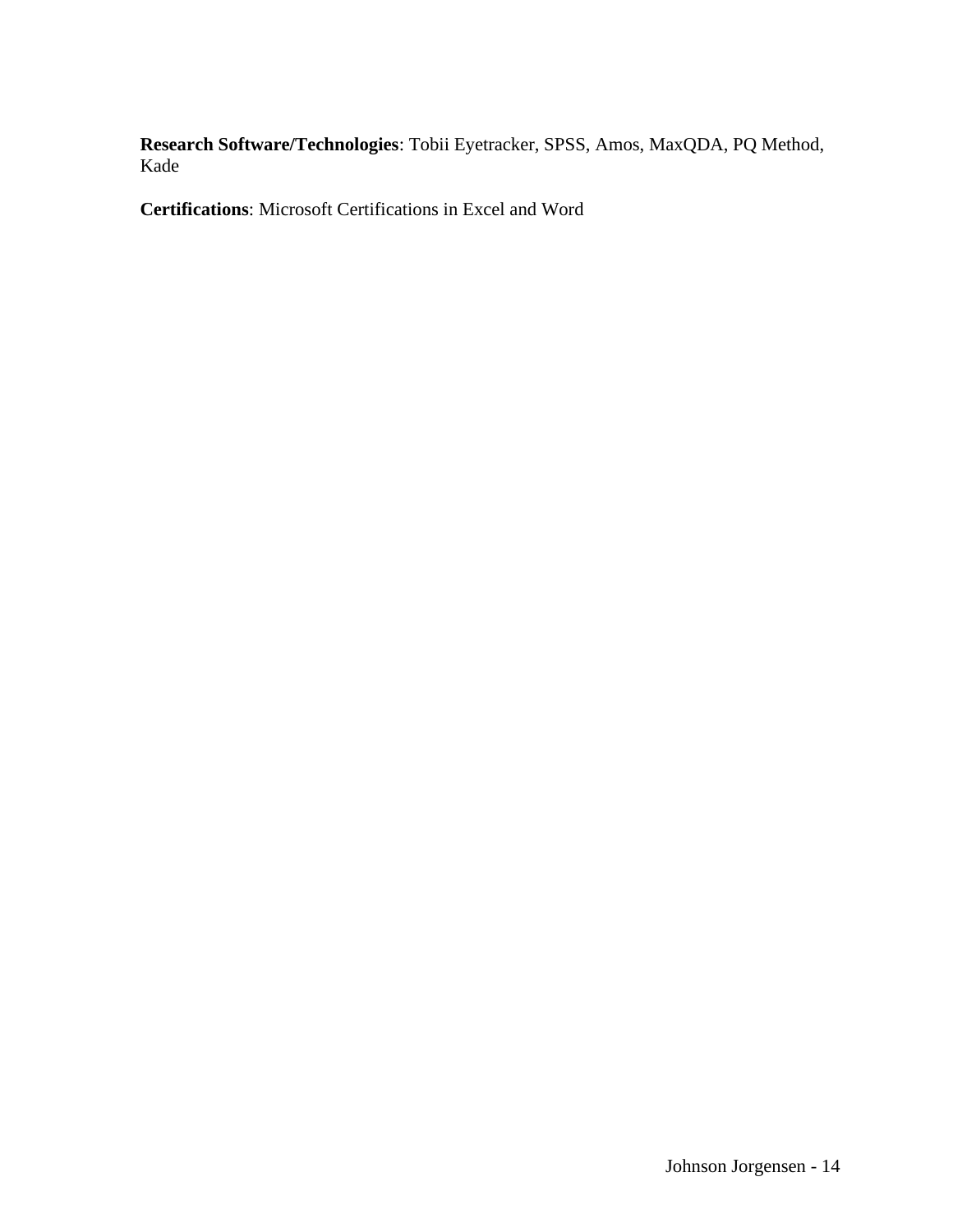**Research Software/Technologies**: Tobii Eyetracker, SPSS, Amos, MaxQDA, PQ Method, Kade

**Certifications**: Microsoft Certifications in Excel and Word